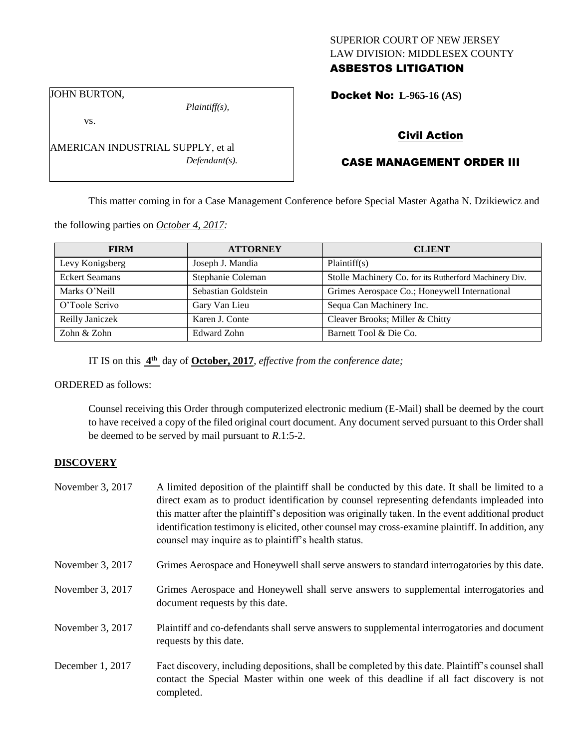SUPERIOR COURT OF NEW JERSEY
LAW DIVISION: MIDDLESEX COUNTY
**ASBESTOS LITIGATION**

JOHN BURTON,
*Plaintiff(s),*
vs.
AMERICAN INDUSTRIAL SUPPLY, et al
*Defendant(s).*

**Docket No: L-965-16 (AS)**

**Civil Action**

**CASE MANAGEMENT ORDER III**

This matter coming in for a Case Management Conference before Special Master Agatha N. Dzikiewicz and the following parties on *October 4, 2017:*

| FIRM | ATTORNEY | CLIENT |
|---|---|---|
| Levy Konigsberg | Joseph J. Mandia | Plaintiff(s) |
| Eckert Seamans | Stephanie Coleman | Stolle Machinery Co. for its Rutherford Machinery Div. |
| Marks O'Neill | Sebastian Goldstein | Grimes Aerospace Co.; Honeywell International |
| O'Toole Scrivo | Gary Van Lieu | Sequa Can Machinery Inc. |
| Reilly Janiczek | Karen J. Conte | Cleaver Brooks; Miller & Chitty |
| Zohn & Zohn | Edward Zohn | Barnett Tool & Die Co. |

IT IS on this **4th** day of **October, 2017**, *effective from the conference date;*

ORDERED as follows:

Counsel receiving this Order through computerized electronic medium (E-Mail) shall be deemed by the court to have received a copy of the filed original court document. Any document served pursuant to this Order shall be deemed to be served by mail pursuant to *R*.1:5-2.

## DISCOVERY

November 3, 2017 — A limited deposition of the plaintiff shall be conducted by this date. It shall be limited to a direct exam as to product identification by counsel representing defendants impleaded into this matter after the plaintiff's deposition was originally taken. In the event additional product identification testimony is elicited, other counsel may cross-examine plaintiff. In addition, any counsel may inquire as to plaintiff's health status.

November 3, 2017 — Grimes Aerospace and Honeywell shall serve answers to standard interrogatories by this date.

November 3, 2017 — Grimes Aerospace and Honeywell shall serve answers to supplemental interrogatories and document requests by this date.

November 3, 2017 — Plaintiff and co-defendants shall serve answers to supplemental interrogatories and document requests by this date.

December 1, 2017 — Fact discovery, including depositions, shall be completed by this date. Plaintiff's counsel shall contact the Special Master within one week of this deadline if all fact discovery is not completed.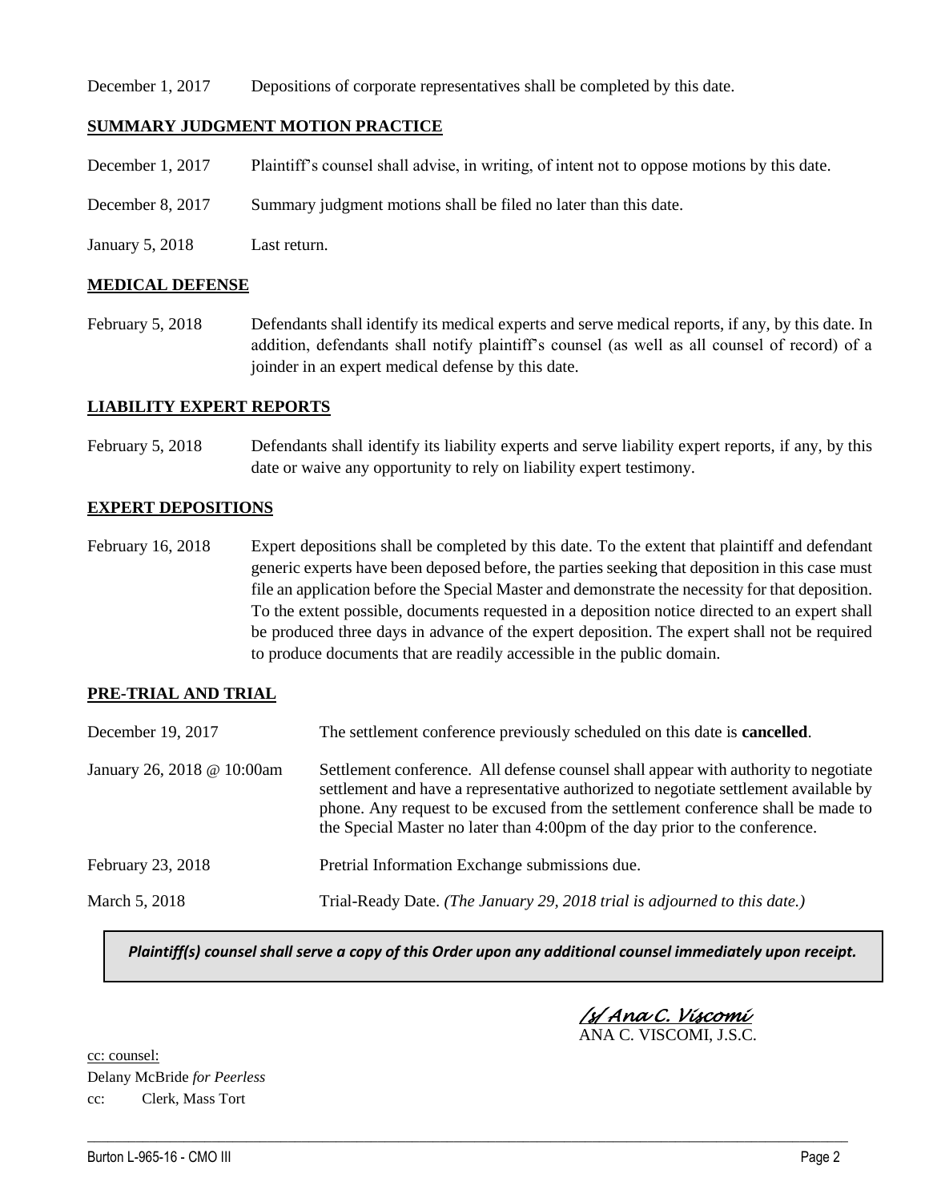December 1, 2017 Depositions of corporate representatives shall be completed by this date.

## SUMMARY JUDGMENT MOTION PRACTICE

| | |
|---|---|
| December 1, 2017 | Plaintiff's counsel shall advise, in writing, of intent not to oppose motions by this date. |
| December 8, 2017 | Summary judgment motions shall be filed no later than this date. |
| January 5, 2018 | Last return. |

## MEDICAL DEFENSE

| | |
|---|---|
| February 5, 2018 | Defendants shall identify its medical experts and serve medical reports, if any, by this date. In addition, defendants shall notify plaintiff's counsel (as well as all counsel of record) of a joinder in an expert medical defense by this date. |

## LIABILITY EXPERT REPORTS

| | |
|---|---|
| February 5, 2018 | Defendants shall identify its liability experts and serve liability expert reports, if any, by this date or waive any opportunity to rely on liability expert testimony. |

## EXPERT DEPOSITIONS

| | |
|---|---|
| February 16, 2018 | Expert depositions shall be completed by this date. To the extent that plaintiff and defendant generic experts have been deposed before, the parties seeking that deposition in this case must file an application before the Special Master and demonstrate the necessity for that deposition. To the extent possible, documents requested in a deposition notice directed to an expert shall be produced three days in advance of the expert deposition. The expert shall not be required to produce documents that are readily accessible in the public domain. |

## PRE-TRIAL AND TRIAL

| | |
|---|---|
| December 19, 2017 | The settlement conference previously scheduled on this date is **cancelled**. |
| January 26, 2018 @ 10:00am | Settlement conference. All defense counsel shall appear with authority to negotiate settlement and have a representative authorized to negotiate settlement available by phone. Any request to be excused from the settlement conference shall be made to the Special Master no later than 4:00pm of the day prior to the conference. |
| February 23, 2018 | Pretrial Information Exchange submissions due. |
| March 5, 2018 | Trial-Ready Date. *(The January 29, 2018 trial is adjourned to this date.)* |

***Plaintiff(s) counsel shall serve a copy of this Order upon any additional counsel immediately upon receipt.***

*/s/ Ana C. Viscomi*
ANA C. VISCOMI, J.S.C.

cc: counsel:
Delany McBride *for Peerless*
cc: Clerk, Mass Tort

Burton L-965-16 - CMO III